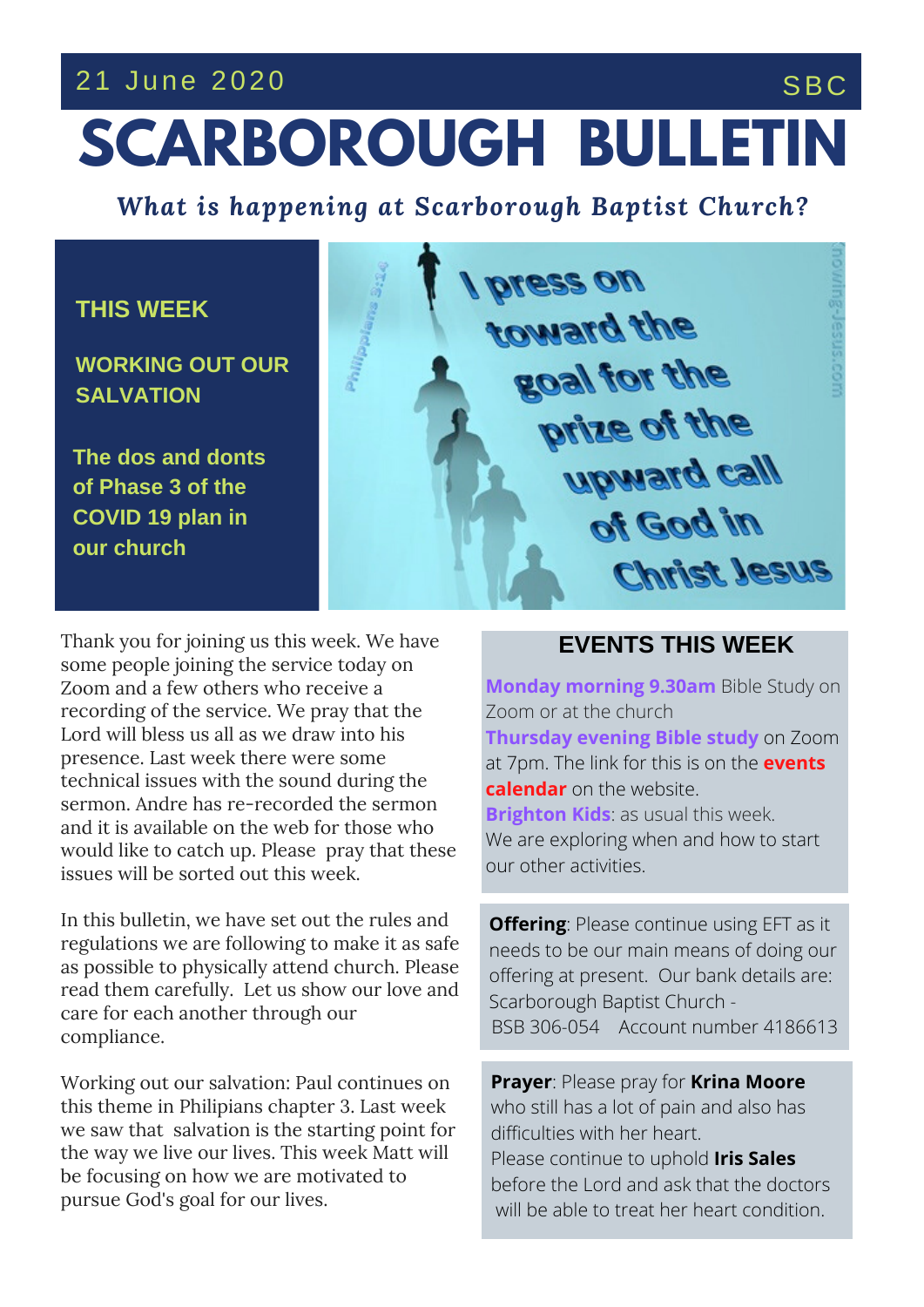21 June 2020 SBC

# SCARBOROUGH BULLETIN

***What is happening at Scarborough Baptist Church?***

## THIS WEEK

## WORKING OUT OUR SALVATION

### The dos and donts of Phase 3 of the COVID 19 plan in our church

Thank you for joining us this week. We have some people joining the service today on Zoom and a few others who receive a recording of the service. We pray that the Lord will bless us all as we draw into his presence. Last week there were some technical issues with the sound during the sermon. Andre has re-recorded the sermon and it is available on the web for those who would like to catch up. Please pray that these issues will be sorted out this week.

In this bulletin, we have set out the rules and regulations we are following to make it as safe as possible to physically attend church. Please read them carefully. Let us show our love and care for each another through our compliance.

Working out our salvation: Paul continues on this theme in Philipians chapter 3. Last week we saw that salvation is the starting point for the way we live our lives. This week Matt will be focusing on how we are motivated to pursue God's goal for our lives.

## EVENTS THIS WEEK

**Monday morning 9.30am** Bible Study on Zoom or at the church
**Thursday evening Bible study** on Zoom at 7pm. The link for this is on the **events calendar** on the website.
**Brighton Kids**: as usual this week.
We are exploring when and how to start our other activities.

**Offering**: Please continue using EFT as it needs to be our main means of doing our offering at present. Our bank details are: Scarborough Baptist Church -
BSB 306-054 Account number 4186613

**Prayer**: Please pray for **Krina Moore** who still has a lot of pain and also has difficulties with her heart.
Please continue to uphold **Iris Sales** before the Lord and ask that the doctors will be able to treat her heart condition.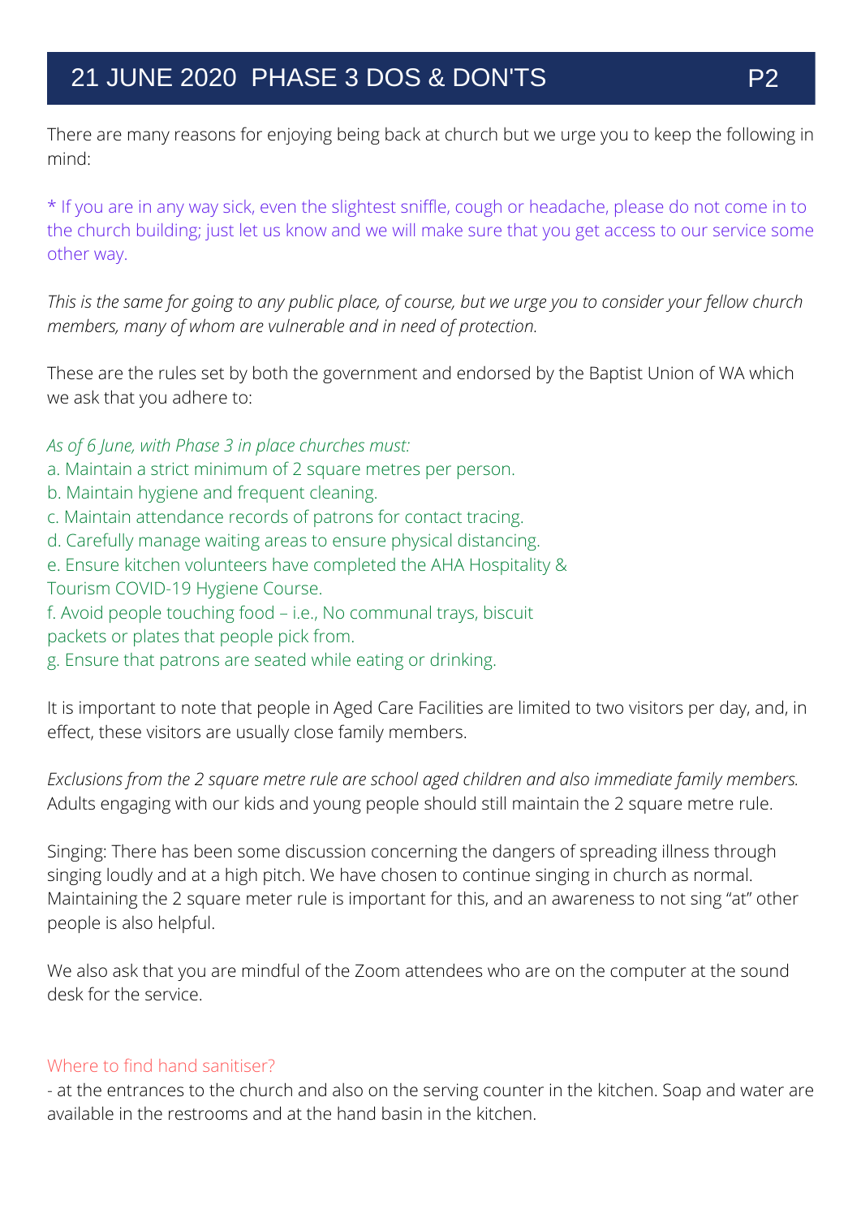# 21 JUNE 2020 PHASE 3 DOS & DON'TS

There are many reasons for enjoying being back at church but we urge you to keep the following in mind:

* If you are in any way sick, even the slightest sniffle, cough or headache, please do not come in to the church building; just let us know and we will make sure that you get access to our service some other way.

*This is the same for going to any public place, of course, but we urge you to consider your fellow church members, many of whom are vulnerable and in need of protection.*

These are the rules set by both the government and endorsed by the Baptist Union of WA which we ask that you adhere to:

*As of 6 June, with Phase 3 in place churches must:*
a. Maintain a strict minimum of 2 square metres per person.
b. Maintain hygiene and frequent cleaning.
c. Maintain attendance records of patrons for contact tracing.
d. Carefully manage waiting areas to ensure physical distancing.
e. Ensure kitchen volunteers have completed the AHA Hospitality & Tourism COVID-19 Hygiene Course.
f. Avoid people touching food – i.e., No communal trays, biscuit packets or plates that people pick from.
g. Ensure that patrons are seated while eating or drinking.

It is important to note that people in Aged Care Facilities are limited to two visitors per day, and, in effect, these visitors are usually close family members.

*Exclusions from the 2 square metre rule are school aged children and also immediate family members.* Adults engaging with our kids and young people should still maintain the 2 square metre rule.

Singing: There has been some discussion concerning the dangers of spreading illness through singing loudly and at a high pitch. We have chosen to continue singing in church as normal. Maintaining the 2 square meter rule is important for this, and an awareness to not sing "at" other people is also helpful.

We also ask that you are mindful of the Zoom attendees who are on the computer at the sound desk for the service.

Where to find hand sanitiser?
- at the entrances to the church and also on the serving counter in the kitchen. Soap and water are available in the restrooms and at the hand basin in the kitchen.